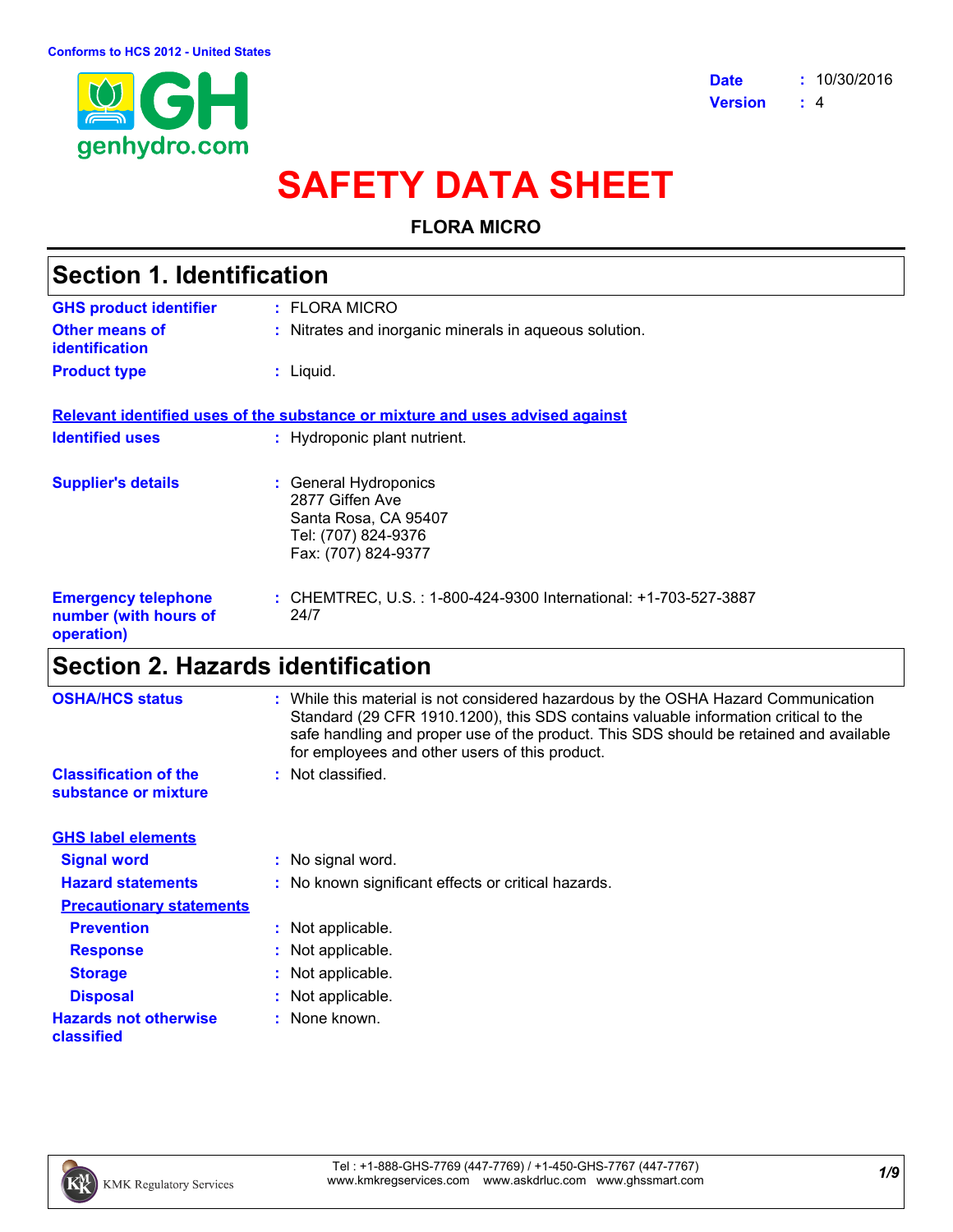Conforms to HCS 2012 - United States

genhydro.com

**Date** : 10/30/2016
**Version** : 4

# SAFETY DATA SHEET

**FLORA MICRO**

## Section 1. Identification

**GHS product identifier** : FLORA MICRO

**Other means of identification** : Nitrates and inorganic minerals in aqueous solution.

**Product type** : Liquid.

**Relevant identified uses of the substance or mixture and uses advised against**

**Identified uses** : Hydroponic plant nutrient.

**Supplier's details** : General Hydroponics
2877 Giffen Ave
Santa Rosa, CA 95407
Tel: (707) 824-9376
Fax: (707) 824-9377

**Emergency telephone number (with hours of operation)** : CHEMTREC, U.S. : 1-800-424-9300 International: +1-703-527-3887
24/7

## Section 2. Hazards identification

**OSHA/HCS status** : While this material is not considered hazardous by the OSHA Hazard Communication Standard (29 CFR 1910.1200), this SDS contains valuable information critical to the safe handling and proper use of the product. This SDS should be retained and available for employees and other users of this product.

**Classification of the substance or mixture** : Not classified.

**GHS label elements**

**Signal word** : No signal word.

**Hazard statements** : No known significant effects or critical hazards.

**Precautionary statements**

**Prevention** : Not applicable.

**Response** : Not applicable.

**Storage** : Not applicable.

**Disposal** : Not applicable.

**Hazards not otherwise classified** : None known.

KMK Regulatory Services
Tel : +1-888-GHS-7769 (447-7769) / +1-450-GHS-7767 (447-7767)
www.kmkregservices.com www.askdrluc.com www.ghssmart.com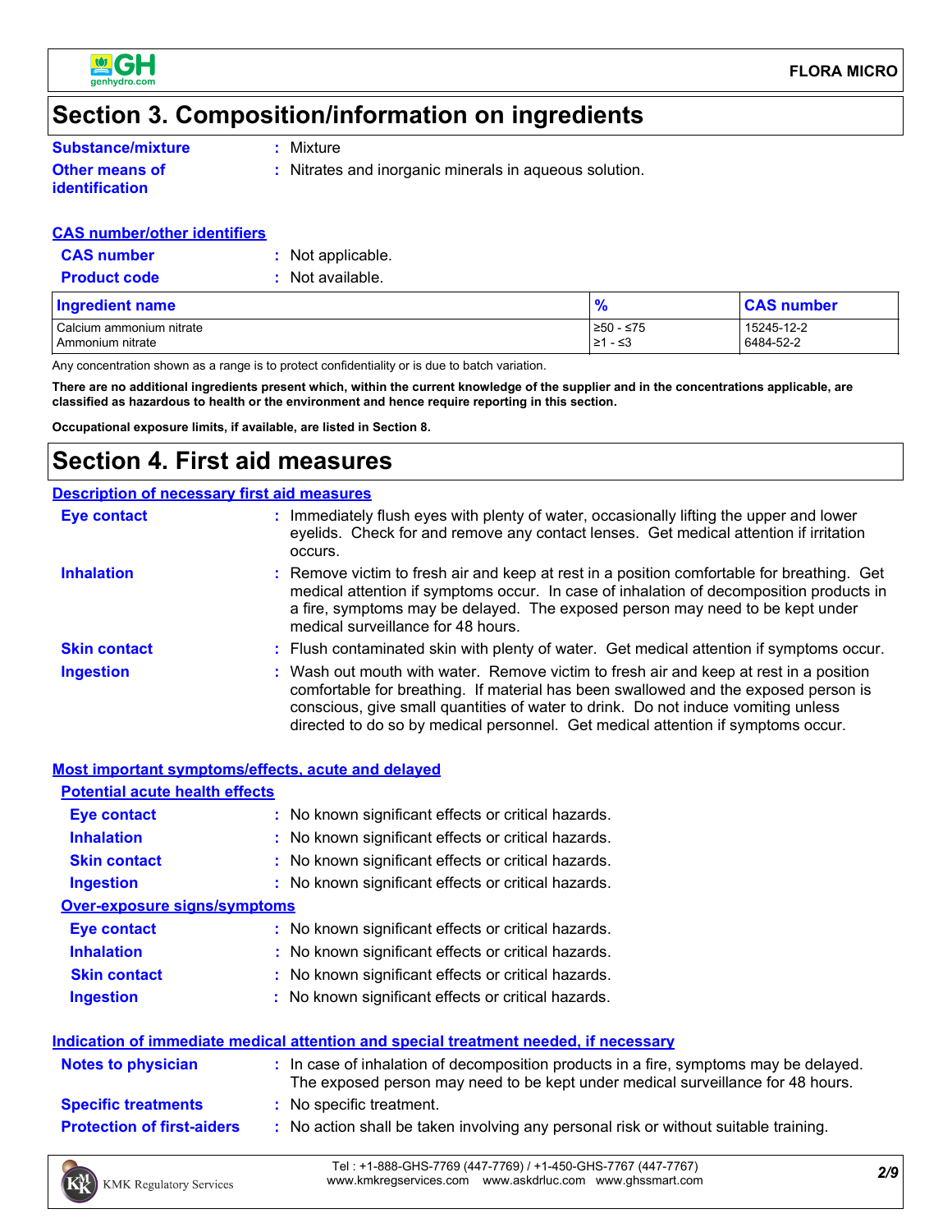# Section 3. Composition/information on ingredients

**Substance/mixture** : Mixture

**Other means of identification** : Nitrates and inorganic minerals in aqueous solution.

**CAS number/other identifiers**

**CAS number** : Not applicable.

**Product code** : Not available.

| Ingredient name | % | CAS number |
|---|---|---|
| Calcium ammonium nitrate | ≥50 - ≤75 | 15245-12-2 |
| Ammonium nitrate | ≥1 - ≤3 | 6484-52-2 |

Any concentration shown as a range is to protect confidentiality or is due to batch variation.

**There are no additional ingredients present which, within the current knowledge of the supplier and in the concentrations applicable, are classified as hazardous to health or the environment and hence require reporting in this section.**

**Occupational exposure limits, if available, are listed in Section 8.**

# Section 4. First aid measures

**Description of necessary first aid measures**

**Eye contact** : Immediately flush eyes with plenty of water, occasionally lifting the upper and lower eyelids. Check for and remove any contact lenses. Get medical attention if irritation occurs.

**Inhalation** : Remove victim to fresh air and keep at rest in a position comfortable for breathing. Get medical attention if symptoms occur. In case of inhalation of decomposition products in a fire, symptoms may be delayed. The exposed person may need to be kept under medical surveillance for 48 hours.

**Skin contact** : Flush contaminated skin with plenty of water. Get medical attention if symptoms occur.

**Ingestion** : Wash out mouth with water. Remove victim to fresh air and keep at rest in a position comfortable for breathing. If material has been swallowed and the exposed person is conscious, give small quantities of water to drink. Do not induce vomiting unless directed to do so by medical personnel. Get medical attention if symptoms occur.

**Most important symptoms/effects, acute and delayed**

**Potential acute health effects**

**Eye contact** : No known significant effects or critical hazards.

**Inhalation** : No known significant effects or critical hazards.

**Skin contact** : No known significant effects or critical hazards.

**Ingestion** : No known significant effects or critical hazards.

**Over-exposure signs/symptoms**

**Eye contact** : No known significant effects or critical hazards.

**Inhalation** : No known significant effects or critical hazards.

**Skin contact** : No known significant effects or critical hazards.

**Ingestion** : No known significant effects or critical hazards.

**Indication of immediate medical attention and special treatment needed, if necessary**

**Notes to physician** : In case of inhalation of decomposition products in a fire, symptoms may be delayed. The exposed person may need to be kept under medical surveillance for 48 hours.

**Specific treatments** : No specific treatment.

**Protection of first-aiders** : No action shall be taken involving any personal risk or without suitable training.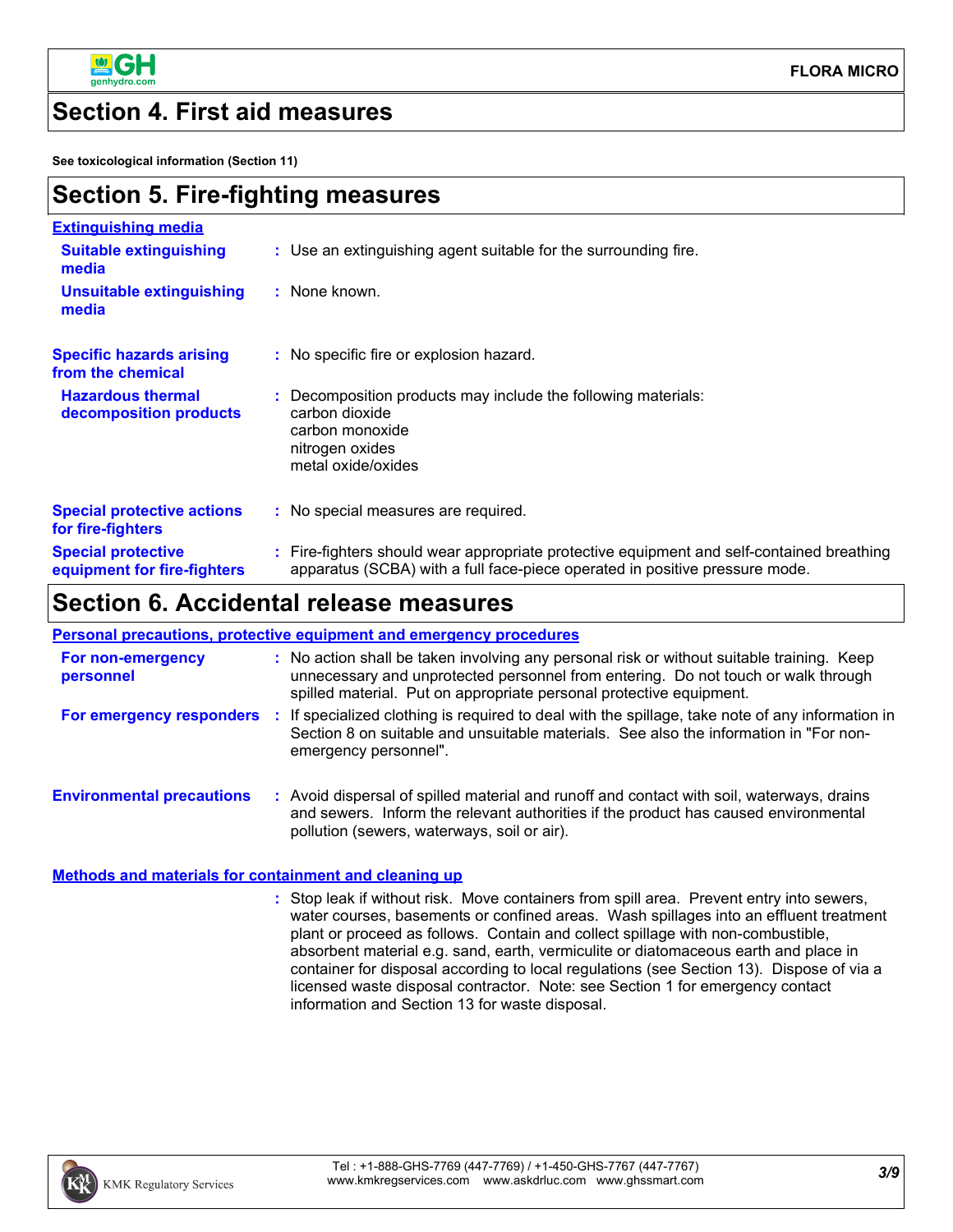## Section 4. First aid measures

**See toxicological information (Section 11)**

## Section 5. Fire-fighting measures

### Extinguishing media

**Suitable extinguishing media** : Use an extinguishing agent suitable for the surrounding fire.

**Unsuitable extinguishing media** : None known.

**Specific hazards arising from the chemical** : No specific fire or explosion hazard.

**Hazardous thermal decomposition products** : Decomposition products may include the following materials:
carbon dioxide
carbon monoxide
nitrogen oxides
metal oxide/oxides

**Special protective actions for fire-fighters** : No special measures are required.

**Special protective equipment for fire-fighters** : Fire-fighters should wear appropriate protective equipment and self-contained breathing apparatus (SCBA) with a full face-piece operated in positive pressure mode.

## Section 6. Accidental release measures

### Personal precautions, protective equipment and emergency procedures

**For non-emergency personnel** : No action shall be taken involving any personal risk or without suitable training. Keep unnecessary and unprotected personnel from entering. Do not touch or walk through spilled material. Put on appropriate personal protective equipment.

**For emergency responders** : If specialized clothing is required to deal with the spillage, take note of any information in Section 8 on suitable and unsuitable materials. See also the information in "For non-emergency personnel".

**Environmental precautions** : Avoid dispersal of spilled material and runoff and contact with soil, waterways, drains and sewers. Inform the relevant authorities if the product has caused environmental pollution (sewers, waterways, soil or air).

### Methods and materials for containment and cleaning up

: Stop leak if without risk. Move containers from spill area. Prevent entry into sewers, water courses, basements or confined areas. Wash spillages into an effluent treatment plant or proceed as follows. Contain and collect spillage with non-combustible, absorbent material e.g. sand, earth, vermiculite or diatomaceous earth and place in container for disposal according to local regulations (see Section 13). Dispose of via a licensed waste disposal contractor. Note: see Section 1 for emergency contact information and Section 13 for waste disposal.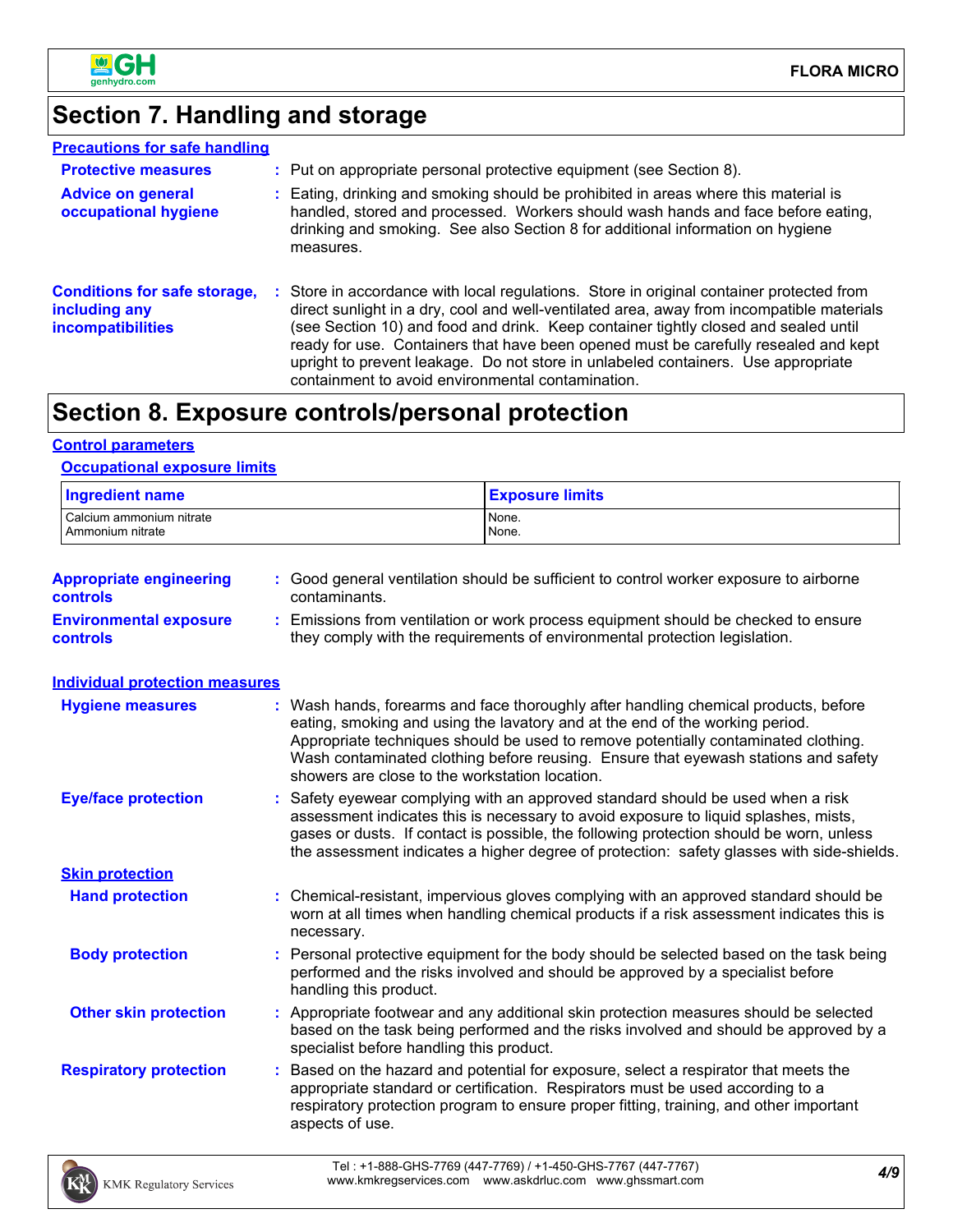# Section 7. Handling and storage

## Precautions for safe handling

**Protective measures** : Put on appropriate personal protective equipment (see Section 8).

**Advice on general occupational hygiene** : Eating, drinking and smoking should be prohibited in areas where this material is handled, stored and processed. Workers should wash hands and face before eating, drinking and smoking. See also Section 8 for additional information on hygiene measures.

**Conditions for safe storage, including any incompatibilities** : Store in accordance with local regulations. Store in original container protected from direct sunlight in a dry, cool and well-ventilated area, away from incompatible materials (see Section 10) and food and drink. Keep container tightly closed and sealed until ready for use. Containers that have been opened must be carefully resealed and kept upright to prevent leakage. Do not store in unlabeled containers. Use appropriate containment to avoid environmental contamination.

# Section 8. Exposure controls/personal protection

## Control parameters

### Occupational exposure limits

| Ingredient name | Exposure limits |
| --- | --- |
| Calcium ammonium nitrate | None. |
| Ammonium nitrate | None. |

**Appropriate engineering controls** : Good general ventilation should be sufficient to control worker exposure to airborne contaminants.

**Environmental exposure controls** : Emissions from ventilation or work process equipment should be checked to ensure they comply with the requirements of environmental protection legislation.

## Individual protection measures

**Hygiene measures** : Wash hands, forearms and face thoroughly after handling chemical products, before eating, smoking and using the lavatory and at the end of the working period. Appropriate techniques should be used to remove potentially contaminated clothing. Wash contaminated clothing before reusing. Ensure that eyewash stations and safety showers are close to the workstation location.

**Eye/face protection** : Safety eyewear complying with an approved standard should be used when a risk assessment indicates this is necessary to avoid exposure to liquid splashes, mists, gases or dusts. If contact is possible, the following protection should be worn, unless the assessment indicates a higher degree of protection: safety glasses with side-shields.

### Skin protection

**Hand protection** : Chemical-resistant, impervious gloves complying with an approved standard should be worn at all times when handling chemical products if a risk assessment indicates this is necessary.

**Body protection** : Personal protective equipment for the body should be selected based on the task being performed and the risks involved and should be approved by a specialist before handling this product.

**Other skin protection** : Appropriate footwear and any additional skin protection measures should be selected based on the task being performed and the risks involved and should be approved by a specialist before handling this product.

**Respiratory protection** : Based on the hazard and potential for exposure, select a respirator that meets the appropriate standard or certification. Respirators must be used according to a respiratory protection program to ensure proper fitting, training, and other important aspects of use.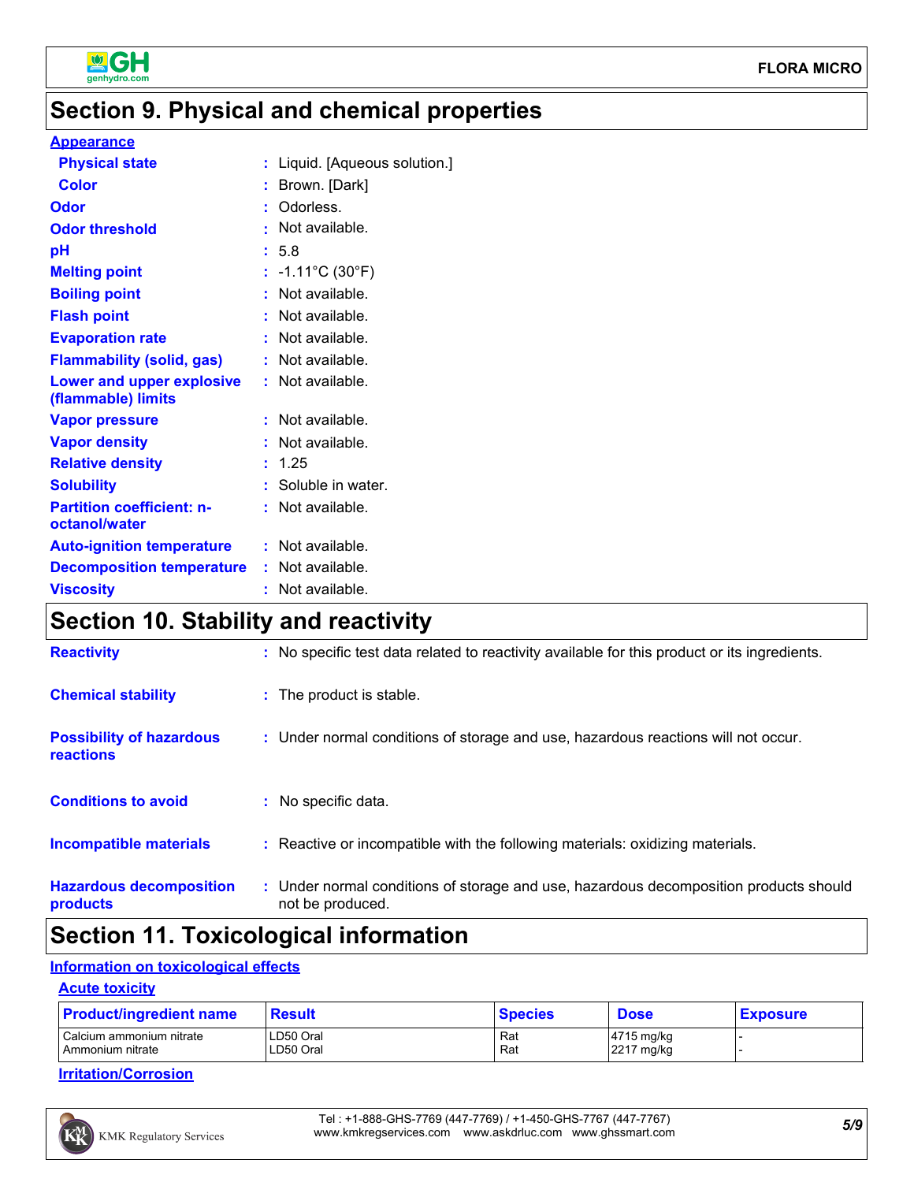## Section 9. Physical and chemical properties

**Appearance**

| | |
|---|---|
| **Physical state** | : Liquid. [Aqueous solution.] |
| **Color** | : Brown. [Dark] |
| **Odor** | : Odorless. |
| **Odor threshold** | : Not available. |
| **pH** | : 5.8 |
| **Melting point** | : -1.11°C (30°F) |
| **Boiling point** | : Not available. |
| **Flash point** | : Not available. |
| **Evaporation rate** | : Not available. |
| **Flammability (solid, gas)** | : Not available. |
| **Lower and upper explosive (flammable) limits** | : Not available. |
| **Vapor pressure** | : Not available. |
| **Vapor density** | : Not available. |
| **Relative density** | : 1.25 |
| **Solubility** | : Soluble in water. |
| **Partition coefficient: n-octanol/water** | : Not available. |
| **Auto-ignition temperature** | : Not available. |
| **Decomposition temperature** | : Not available. |
| **Viscosity** | : Not available. |

## Section 10. Stability and reactivity

| | |
|---|---|
| **Reactivity** | : No specific test data related to reactivity available for this product or its ingredients. |
| **Chemical stability** | : The product is stable. |
| **Possibility of hazardous reactions** | : Under normal conditions of storage and use, hazardous reactions will not occur. |
| **Conditions to avoid** | : No specific data. |
| **Incompatible materials** | : Reactive or incompatible with the following materials: oxidizing materials. |
| **Hazardous decomposition products** | : Under normal conditions of storage and use, hazardous decomposition products should not be produced. |

## Section 11. Toxicological information

**Information on toxicological effects**

**Acute toxicity**

| Product/ingredient name | Result | Species | Dose | Exposure |
|---|---|---|---|---|
| Calcium ammonium nitrate | LD50 Oral | Rat | 4715 mg/kg | - |
| Ammonium nitrate | LD50 Oral | Rat | 2217 mg/kg | - |

**Irritation/Corrosion**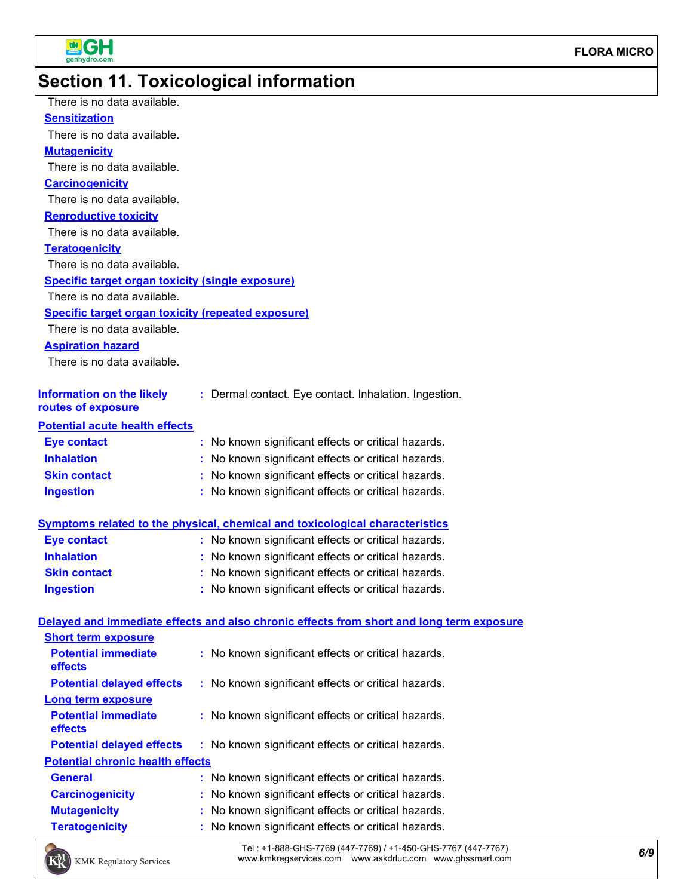## Section 11. Toxicological information

There is no data available.

**Sensitization**

There is no data available.

**Mutagenicity**

There is no data available.

**Carcinogenicity**

There is no data available.

**Reproductive toxicity**

There is no data available.

**Teratogenicity**

There is no data available.

**Specific target organ toxicity (single exposure)**

There is no data available.

**Specific target organ toxicity (repeated exposure)**

There is no data available.

**Aspiration hazard**

There is no data available.

**Information on the likely routes of exposure** : Dermal contact. Eye contact. Inhalation. Ingestion.

**Potential acute health effects**

**Eye contact** : No known significant effects or critical hazards.

**Inhalation** : No known significant effects or critical hazards.

**Skin contact** : No known significant effects or critical hazards.

**Ingestion** : No known significant effects or critical hazards.

**Symptoms related to the physical, chemical and toxicological characteristics**

**Eye contact** : No known significant effects or critical hazards.

**Inhalation** : No known significant effects or critical hazards.

**Skin contact** : No known significant effects or critical hazards.

**Ingestion** : No known significant effects or critical hazards.

**Delayed and immediate effects and also chronic effects from short and long term exposure**

**Short term exposure**

**Potential immediate effects** : No known significant effects or critical hazards.

**Potential delayed effects** : No known significant effects or critical hazards.

**Long term exposure**

**Potential immediate effects** : No known significant effects or critical hazards.

**Potential delayed effects** : No known significant effects or critical hazards.

**Potential chronic health effects**

**General** : No known significant effects or critical hazards.

**Carcinogenicity** : No known significant effects or critical hazards.

**Mutagenicity** : No known significant effects or critical hazards.

**Teratogenicity** : No known significant effects or critical hazards.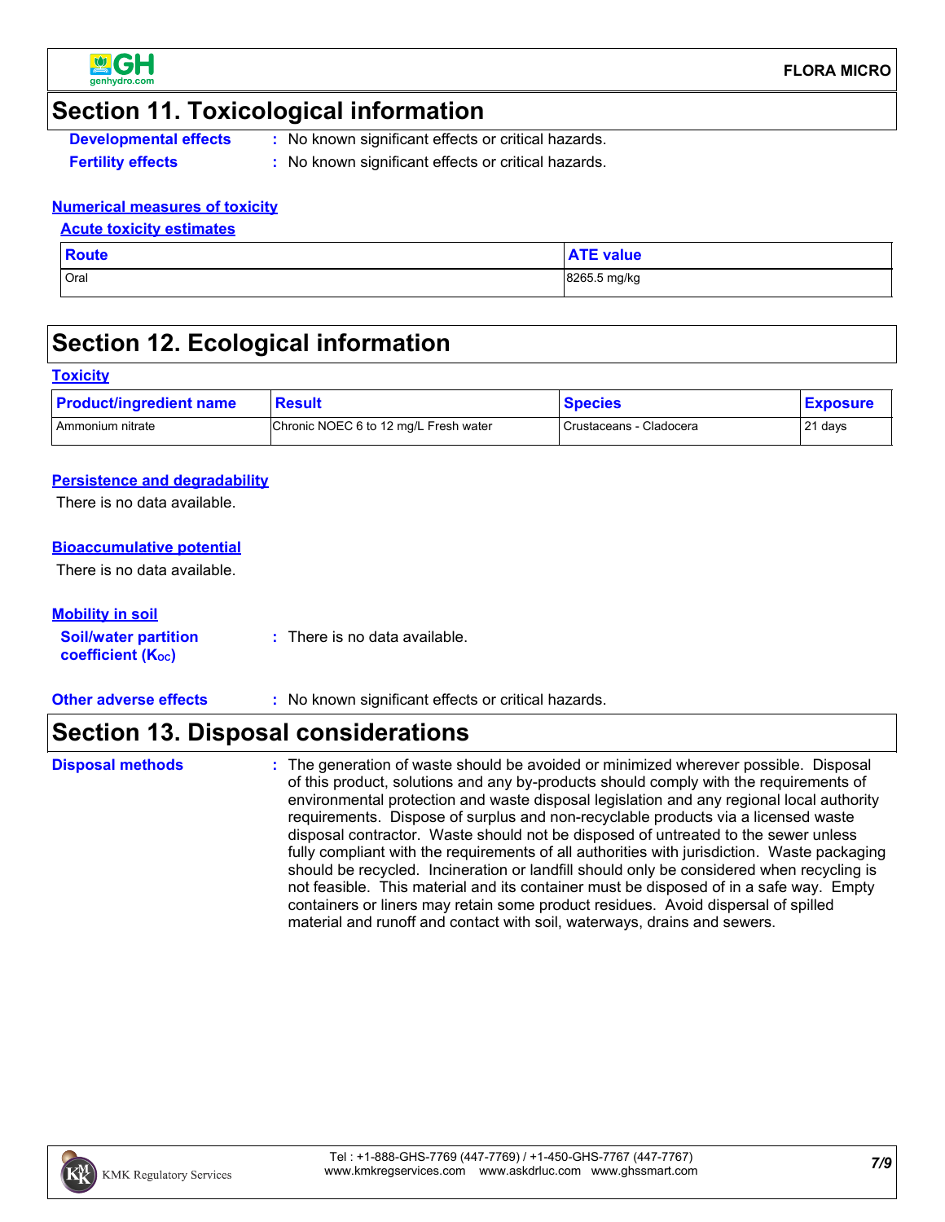## Section 11. Toxicological information

**Developmental effects** : No known significant effects or critical hazards.

**Fertility effects** : No known significant effects or critical hazards.

### Numerical measures of toxicity

#### Acute toxicity estimates

| Route | ATE value |
| --- | --- |
| Oral | 8265.5 mg/kg |

## Section 12. Ecological information

### Toxicity

| Product/ingredient name | Result | Species | Exposure |
| --- | --- | --- | --- |
| Ammonium nitrate | Chronic NOEC 6 to 12 mg/L Fresh water | Crustaceans - Cladocera | 21 days |

### Persistence and degradability

There is no data available.

### Bioaccumulative potential

There is no data available.

### Mobility in soil

**Soil/water partition coefficient ($K_{OC}$)** : There is no data available.

**Other adverse effects** : No known significant effects or critical hazards.

## Section 13. Disposal considerations

**Disposal methods** : The generation of waste should be avoided or minimized wherever possible. Disposal of this product, solutions and any by-products should comply with the requirements of environmental protection and waste disposal legislation and any regional local authority requirements. Dispose of surplus and non-recyclable products via a licensed waste disposal contractor. Waste should not be disposed of untreated to the sewer unless fully compliant with the requirements of all authorities with jurisdiction. Waste packaging should be recycled. Incineration or landfill should only be considered when recycling is not feasible. This material and its container must be disposed of in a safe way. Empty containers or liners may retain some product residues. Avoid dispersal of spilled material and runoff and contact with soil, waterways, drains and sewers.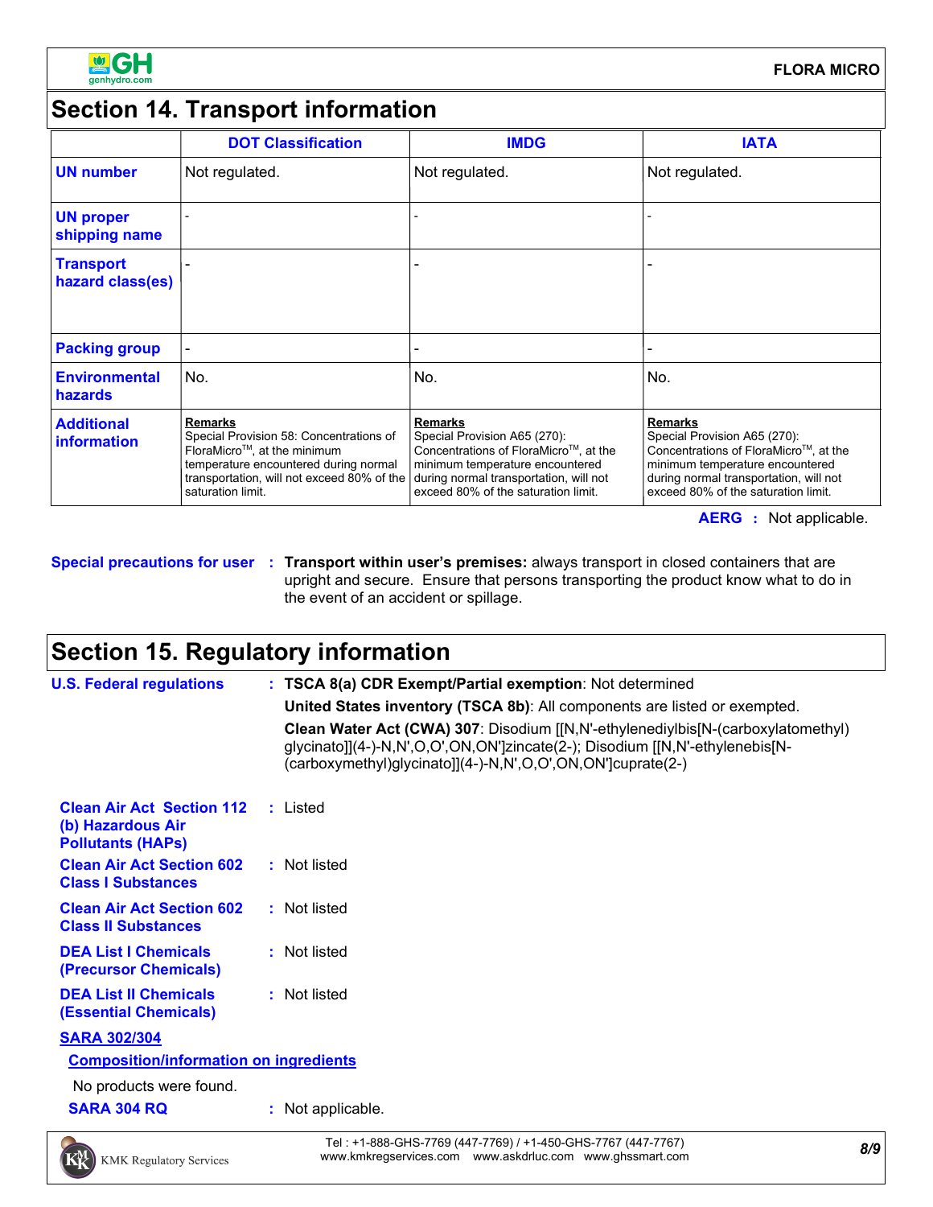## Section 14. Transport information

| | DOT Classification | IMDG | IATA |
|---|---|---|---|
| **UN number** | Not regulated. | Not regulated. | Not regulated. |
| **UN proper shipping name** | - | - | - |
| **Transport hazard class(es)** | - | - | - |
| **Packing group** | - | - | - |
| **Environmental hazards** | No. | No. | No. |
| **Additional information** | **Remarks** Special Provision 58: Concentrations of FloraMicro™, at the minimum temperature encountered during normal transportation, will not exceed 80% of the saturation limit. | **Remarks** Special Provision A65 (270): Concentrations of FloraMicro™, at the minimum temperature encountered during normal transportation, will not exceed 80% of the saturation limit. | **Remarks** Special Provision A65 (270): Concentrations of FloraMicro™, at the minimum temperature encountered during normal transportation, will not exceed 80% of the saturation limit. |

**AERG** : Not applicable.

**Special precautions for user** : **Transport within user's premises:** always transport in closed containers that are upright and secure. Ensure that persons transporting the product know what to do in the event of an accident or spillage.

## Section 15. Regulatory information

**U.S. Federal regulations** : **TSCA 8(a) CDR Exempt/Partial exemption**: Not determined

**United States inventory (TSCA 8b)**: All components are listed or exempted.

**Clean Water Act (CWA) 307**: Disodium [[N,N'-ethylenediylbis[N-(carboxylatomethyl) glycinato]](4-)-N,N',O,O',ON,ON']zincate(2-); Disodium [[N,N'-ethylenebis[N-(carboxymethyl)glycinato]](4-)-N,N',O,O',ON,ON']cuprate(2-)

**Clean Air Act Section 112 (b) Hazardous Air Pollutants (HAPs)** : Listed

**Clean Air Act Section 602 Class I Substances** : Not listed

**Clean Air Act Section 602 Class II Substances** : Not listed

**DEA List I Chemicals (Precursor Chemicals)** : Not listed

**DEA List II Chemicals (Essential Chemicals)** : Not listed

**SARA 302/304**

**Composition/information on ingredients**

No products were found.

**SARA 304 RQ** : Not applicable.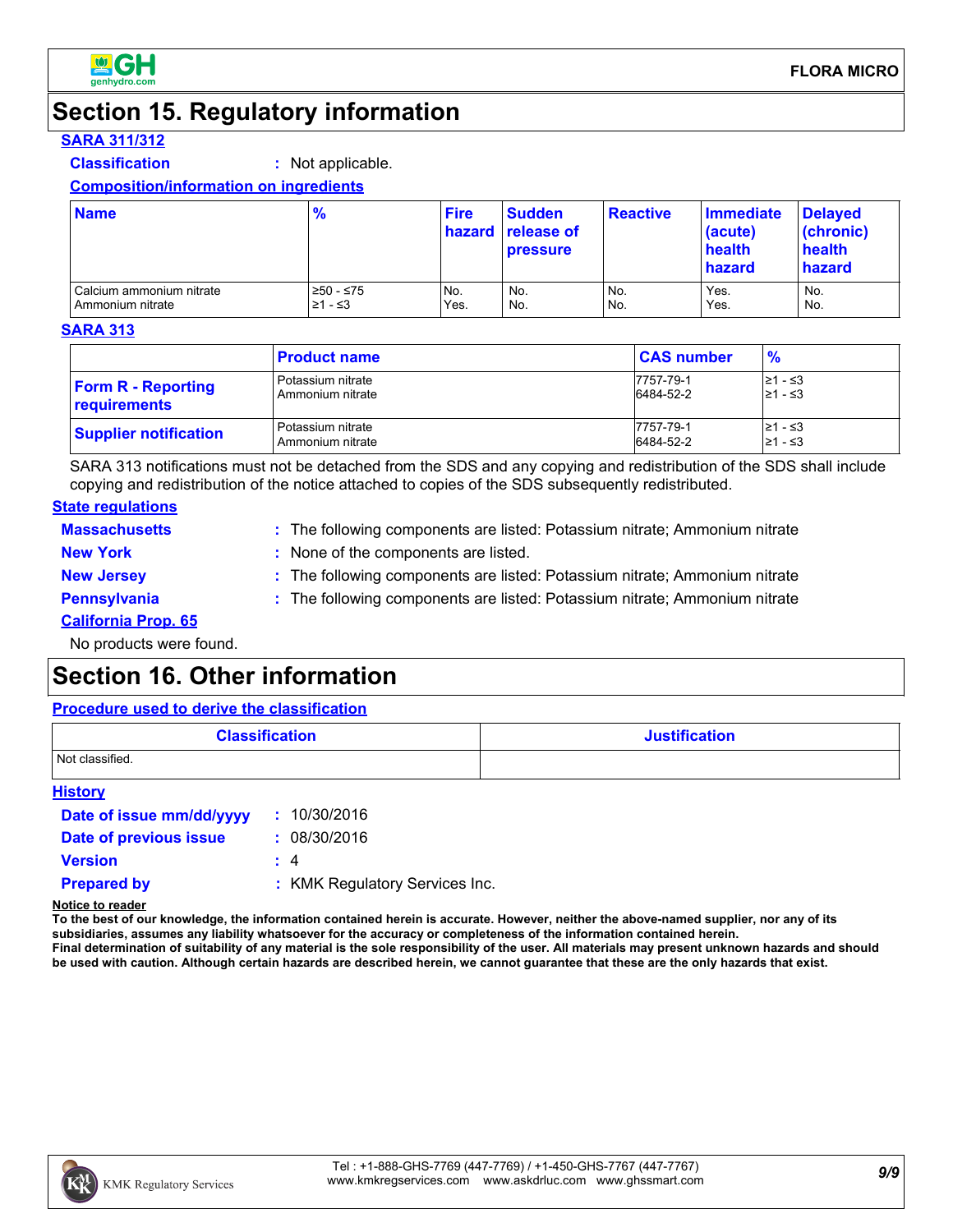# Section 15. Regulatory information

**SARA 311/312**

**Classification** : Not applicable.

**Composition/information on ingredients**

| Name | % | Fire hazard | Sudden release of pressure | Reactive | Immediate (acute) health hazard | Delayed (chronic) health hazard |
|---|---|---|---|---|---|---|
| Calcium ammonium nitrate | ≥50 - ≤75 | No. | No. | No. | Yes. | No. |
| Ammonium nitrate | ≥1 - ≤3 | Yes. | No. | No. | Yes. | No. |

**SARA 313**

| | Product name | CAS number | % |
|---|---|---|---|
| **Form R - Reporting requirements** | Potassium nitrate<br>Ammonium nitrate | 7757-79-1<br>6484-52-2 | ≥1 - ≤3<br>≥1 - ≤3 |
| **Supplier notification** | Potassium nitrate<br>Ammonium nitrate | 7757-79-1<br>6484-52-2 | ≥1 - ≤3<br>≥1 - ≤3 |

SARA 313 notifications must not be detached from the SDS and any copying and redistribution of the SDS shall include copying and redistribution of the notice attached to copies of the SDS subsequently redistributed.

**State regulations**

**Massachusetts** : The following components are listed: Potassium nitrate; Ammonium nitrate

**New York** : None of the components are listed.

**New Jersey** : The following components are listed: Potassium nitrate; Ammonium nitrate

**Pennsylvania** : The following components are listed: Potassium nitrate; Ammonium nitrate

**California Prop. 65**

No products were found.

# Section 16. Other information

**Procedure used to derive the classification**

| Classification | Justification |
|---|---|
| Not classified. | |

**History**

**Date of issue mm/dd/yyyy** : 10/30/2016

**Date of previous issue** : 08/30/2016

**Version** : 4

**Prepared by** : KMK Regulatory Services Inc.

**Notice to reader**

**To the best of our knowledge, the information contained herein is accurate. However, neither the above-named supplier, nor any of its subsidiaries, assumes any liability whatsoever for the accuracy or completeness of the information contained herein.**
**Final determination of suitability of any material is the sole responsibility of the user. All materials may present unknown hazards and should be used with caution. Although certain hazards are described herein, we cannot guarantee that these are the only hazards that exist.**